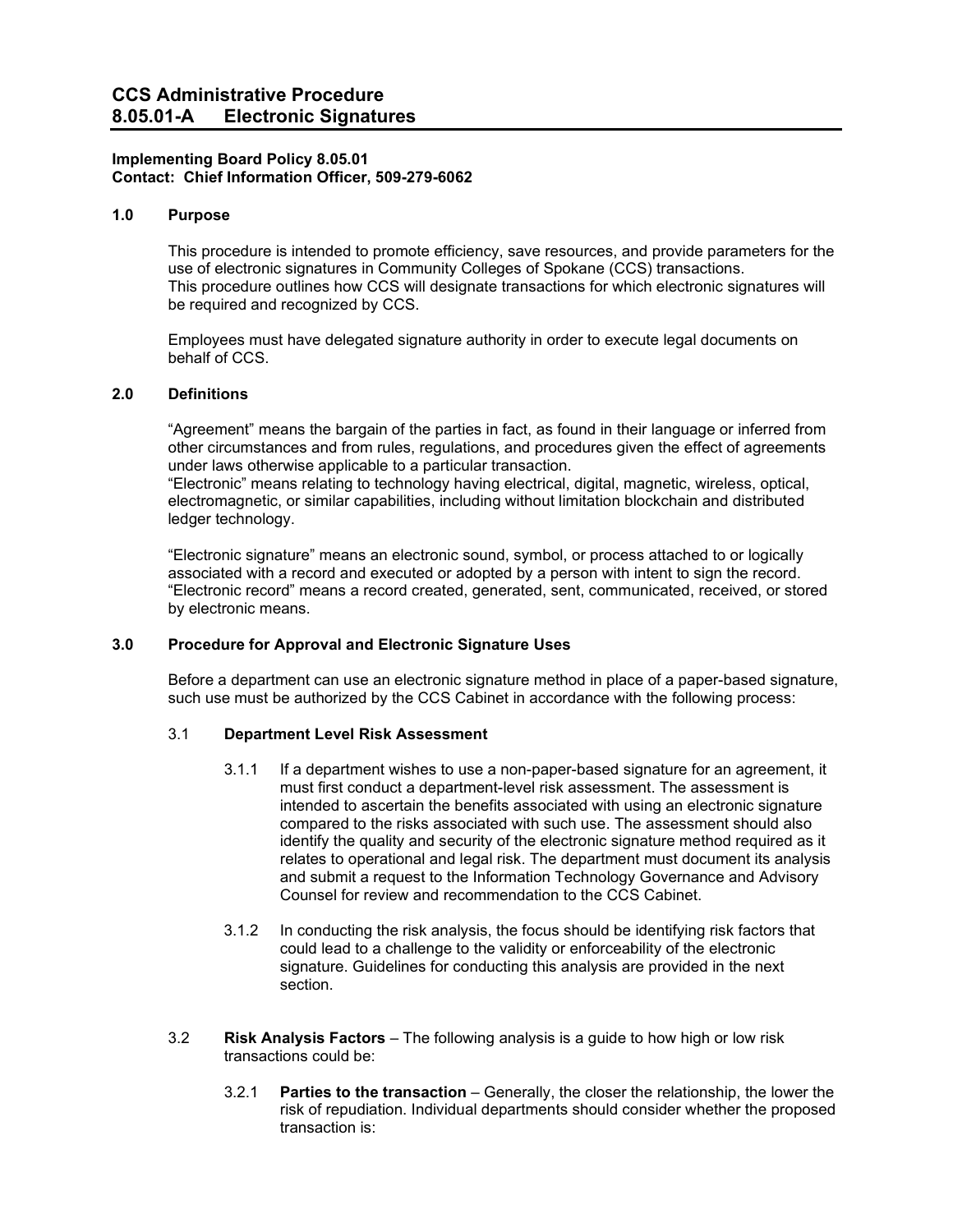# CCS Administrative Procedure
# 8.05.01-A Electronic Signatures

**Implementing Board Policy 8.05.01**
**Contact: Chief Information Officer, 509-279-6062**

## 1.0 Purpose

This procedure is intended to promote efficiency, save resources, and provide parameters for the use of electronic signatures in Community Colleges of Spokane (CCS) transactions.
This procedure outlines how CCS will designate transactions for which electronic signatures will be required and recognized by CCS.

Employees must have delegated signature authority in order to execute legal documents on behalf of CCS.

## 2.0 Definitions

"Agreement" means the bargain of the parties in fact, as found in their language or inferred from other circumstances and from rules, regulations, and procedures given the effect of agreements under laws otherwise applicable to a particular transaction.
"Electronic" means relating to technology having electrical, digital, magnetic, wireless, optical, electromagnetic, or similar capabilities, including without limitation blockchain and distributed ledger technology.

"Electronic signature" means an electronic sound, symbol, or process attached to or logically associated with a record and executed or adopted by a person with intent to sign the record.
"Electronic record" means a record created, generated, sent, communicated, received, or stored by electronic means.

## 3.0 Procedure for Approval and Electronic Signature Uses

Before a department can use an electronic signature method in place of a paper-based signature, such use must be authorized by the CCS Cabinet in accordance with the following process:

### 3.1 Department Level Risk Assessment

3.1.1 If a department wishes to use a non-paper-based signature for an agreement, it must first conduct a department-level risk assessment. The assessment is intended to ascertain the benefits associated with using an electronic signature compared to the risks associated with such use. The assessment should also identify the quality and security of the electronic signature method required as it relates to operational and legal risk. The department must document its analysis and submit a request to the Information Technology Governance and Advisory Counsel for review and recommendation to the CCS Cabinet.

3.1.2 In conducting the risk analysis, the focus should be identifying risk factors that could lead to a challenge to the validity or enforceability of the electronic signature. Guidelines for conducting this analysis are provided in the next section.

### 3.2 Risk Analysis Factors – The following analysis is a guide to how high or low risk transactions could be:

3.2.1 **Parties to the transaction** – Generally, the closer the relationship, the lower the risk of repudiation. Individual departments should consider whether the proposed transaction is: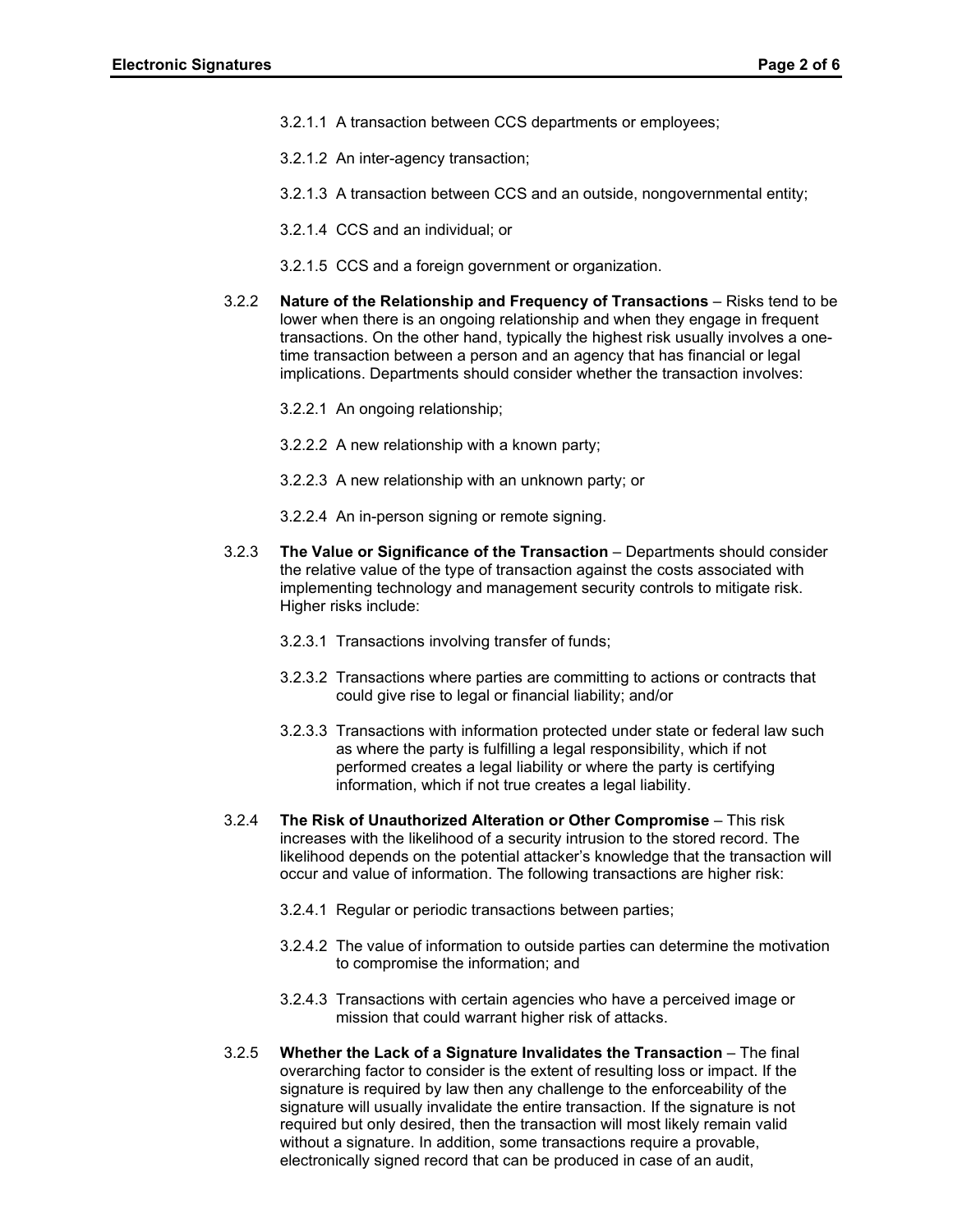3.2.1.1 A transaction between CCS departments or employees;

3.2.1.2 An inter-agency transaction;

3.2.1.3 A transaction between CCS and an outside, nongovernmental entity;

3.2.1.4 CCS and an individual; or

3.2.1.5 CCS and a foreign government or organization.

3.2.2 **Nature of the Relationship and Frequency of Transactions** – Risks tend to be lower when there is an ongoing relationship and when they engage in frequent transactions. On the other hand, typically the highest risk usually involves a one-time transaction between a person and an agency that has financial or legal implications. Departments should consider whether the transaction involves:

3.2.2.1 An ongoing relationship;

3.2.2.2 A new relationship with a known party;

3.2.2.3 A new relationship with an unknown party; or

3.2.2.4 An in-person signing or remote signing.

3.2.3 **The Value or Significance of the Transaction** – Departments should consider the relative value of the type of transaction against the costs associated with implementing technology and management security controls to mitigate risk. Higher risks include:

3.2.3.1 Transactions involving transfer of funds;

3.2.3.2 Transactions where parties are committing to actions or contracts that could give rise to legal or financial liability; and/or

3.2.3.3 Transactions with information protected under state or federal law such as where the party is fulfilling a legal responsibility, which if not performed creates a legal liability or where the party is certifying information, which if not true creates a legal liability.

3.2.4 **The Risk of Unauthorized Alteration or Other Compromise** – This risk increases with the likelihood of a security intrusion to the stored record. The likelihood depends on the potential attacker's knowledge that the transaction will occur and value of information. The following transactions are higher risk:

3.2.4.1 Regular or periodic transactions between parties;

3.2.4.2 The value of information to outside parties can determine the motivation to compromise the information; and

3.2.4.3 Transactions with certain agencies who have a perceived image or mission that could warrant higher risk of attacks.

3.2.5 **Whether the Lack of a Signature Invalidates the Transaction** – The final overarching factor to consider is the extent of resulting loss or impact. If the signature is required by law then any challenge to the enforceability of the signature will usually invalidate the entire transaction. If the signature is not required but only desired, then the transaction will most likely remain valid without a signature. In addition, some transactions require a provable, electronically signed record that can be produced in case of an audit,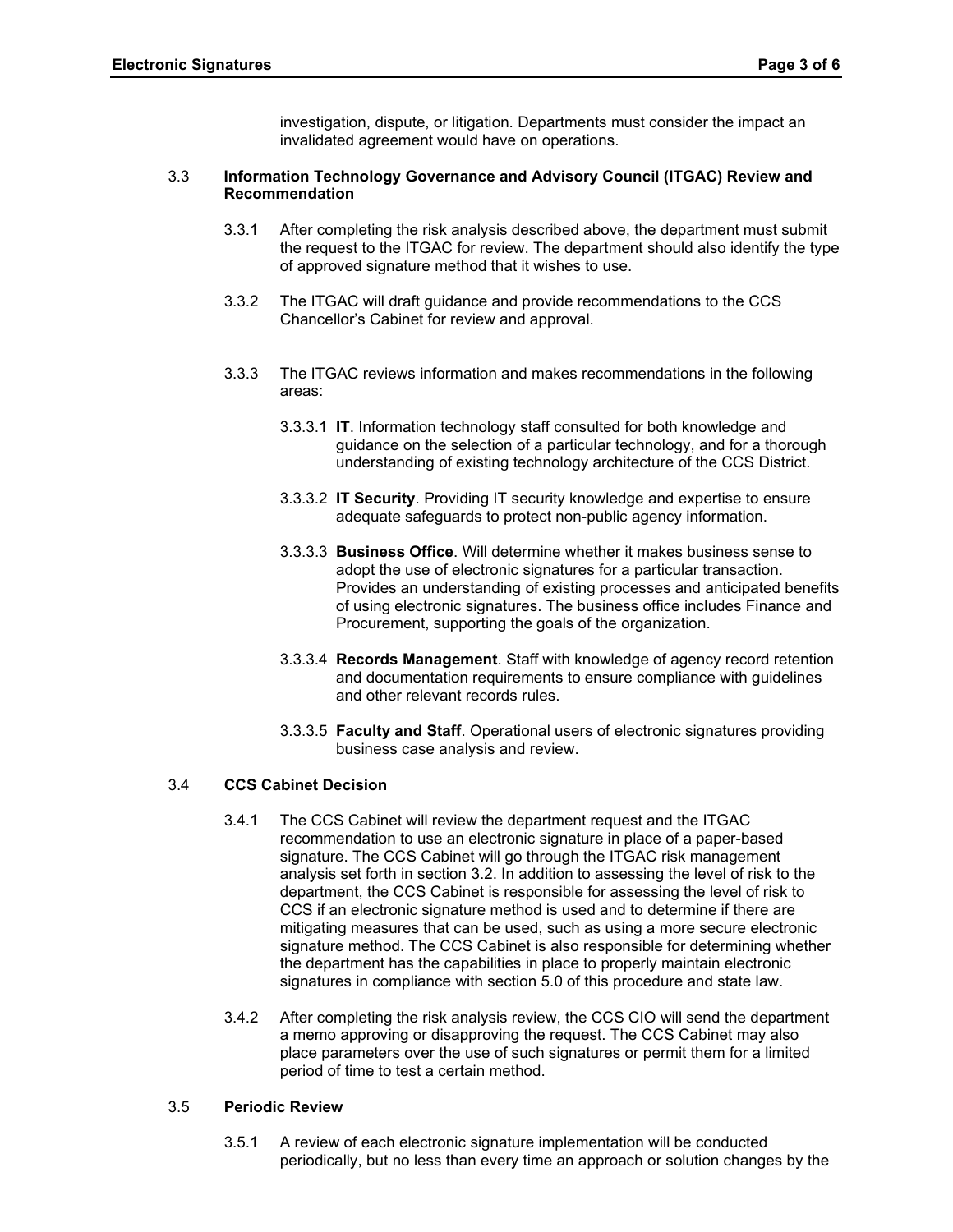investigation, dispute, or litigation. Departments must consider the impact an invalidated agreement would have on operations.

### 3.3 Information Technology Governance and Advisory Council (ITGAC) Review and Recommendation

3.3.1 After completing the risk analysis described above, the department must submit the request to the ITGAC for review. The department should also identify the type of approved signature method that it wishes to use.

3.3.2 The ITGAC will draft guidance and provide recommendations to the CCS Chancellor's Cabinet for review and approval.

3.3.3 The ITGAC reviews information and makes recommendations in the following areas:

3.3.3.1 **IT**. Information technology staff consulted for both knowledge and guidance on the selection of a particular technology, and for a thorough understanding of existing technology architecture of the CCS District.

3.3.3.2 **IT Security**. Providing IT security knowledge and expertise to ensure adequate safeguards to protect non-public agency information.

3.3.3.3 **Business Office**. Will determine whether it makes business sense to adopt the use of electronic signatures for a particular transaction. Provides an understanding of existing processes and anticipated benefits of using electronic signatures. The business office includes Finance and Procurement, supporting the goals of the organization.

3.3.3.4 **Records Management**. Staff with knowledge of agency record retention and documentation requirements to ensure compliance with guidelines and other relevant records rules.

3.3.3.5 **Faculty and Staff**. Operational users of electronic signatures providing business case analysis and review.

### 3.4 CCS Cabinet Decision

3.4.1 The CCS Cabinet will review the department request and the ITGAC recommendation to use an electronic signature in place of a paper-based signature. The CCS Cabinet will go through the ITGAC risk management analysis set forth in section 3.2. In addition to assessing the level of risk to the department, the CCS Cabinet is responsible for assessing the level of risk to CCS if an electronic signature method is used and to determine if there are mitigating measures that can be used, such as using a more secure electronic signature method. The CCS Cabinet is also responsible for determining whether the department has the capabilities in place to properly maintain electronic signatures in compliance with section 5.0 of this procedure and state law.

3.4.2 After completing the risk analysis review, the CCS CIO will send the department a memo approving or disapproving the request. The CCS Cabinet may also place parameters over the use of such signatures or permit them for a limited period of time to test a certain method.

### 3.5 Periodic Review

3.5.1 A review of each electronic signature implementation will be conducted periodically, but no less than every time an approach or solution changes by the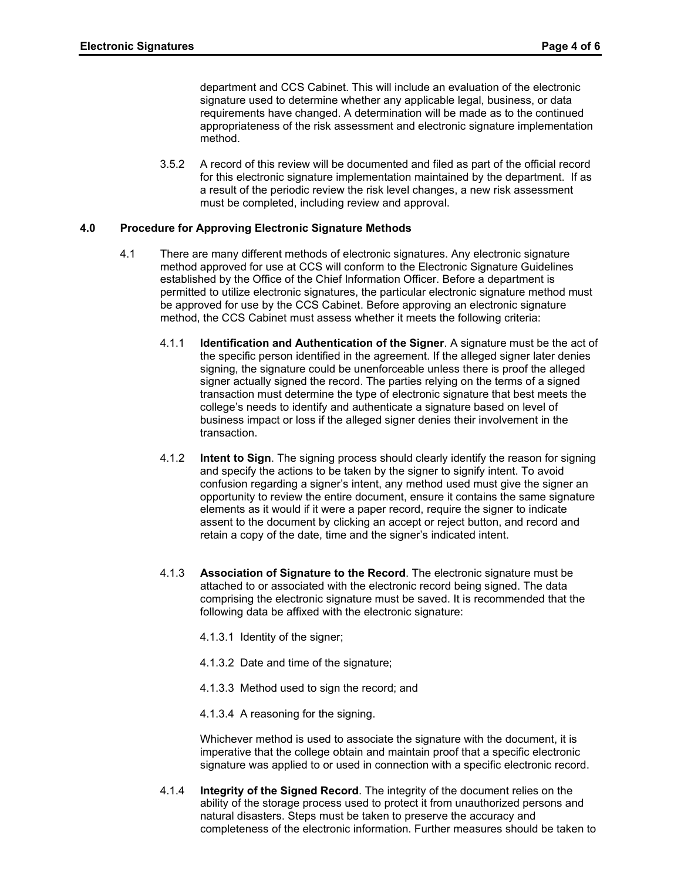department and CCS Cabinet. This will include an evaluation of the electronic signature used to determine whether any applicable legal, business, or data requirements have changed. A determination will be made as to the continued appropriateness of the risk assessment and electronic signature implementation method.

3.5.2 A record of this review will be documented and filed as part of the official record for this electronic signature implementation maintained by the department. If as a result of the periodic review the risk level changes, a new risk assessment must be completed, including review and approval.

## 4.0 Procedure for Approving Electronic Signature Methods

4.1 There are many different methods of electronic signatures. Any electronic signature method approved for use at CCS will conform to the Electronic Signature Guidelines established by the Office of the Chief Information Officer. Before a department is permitted to utilize electronic signatures, the particular electronic signature method must be approved for use by the CCS Cabinet. Before approving an electronic signature method, the CCS Cabinet must assess whether it meets the following criteria:

4.1.1 **Identification and Authentication of the Signer**. A signature must be the act of the specific person identified in the agreement. If the alleged signer later denies signing, the signature could be unenforceable unless there is proof the alleged signer actually signed the record. The parties relying on the terms of a signed transaction must determine the type of electronic signature that best meets the college's needs to identify and authenticate a signature based on level of business impact or loss if the alleged signer denies their involvement in the transaction.

4.1.2 **Intent to Sign**. The signing process should clearly identify the reason for signing and specify the actions to be taken by the signer to signify intent. To avoid confusion regarding a signer's intent, any method used must give the signer an opportunity to review the entire document, ensure it contains the same signature elements as it would if it were a paper record, require the signer to indicate assent to the document by clicking an accept or reject button, and record and retain a copy of the date, time and the signer's indicated intent.

4.1.3 **Association of Signature to the Record**. The electronic signature must be attached to or associated with the electronic record being signed. The data comprising the electronic signature must be saved. It is recommended that the following data be affixed with the electronic signature:

4.1.3.1 Identity of the signer;

4.1.3.2 Date and time of the signature;

4.1.3.3 Method used to sign the record; and

4.1.3.4 A reasoning for the signing.

Whichever method is used to associate the signature with the document, it is imperative that the college obtain and maintain proof that a specific electronic signature was applied to or used in connection with a specific electronic record.

4.1.4 **Integrity of the Signed Record**. The integrity of the document relies on the ability of the storage process used to protect it from unauthorized persons and natural disasters. Steps must be taken to preserve the accuracy and completeness of the electronic information. Further measures should be taken to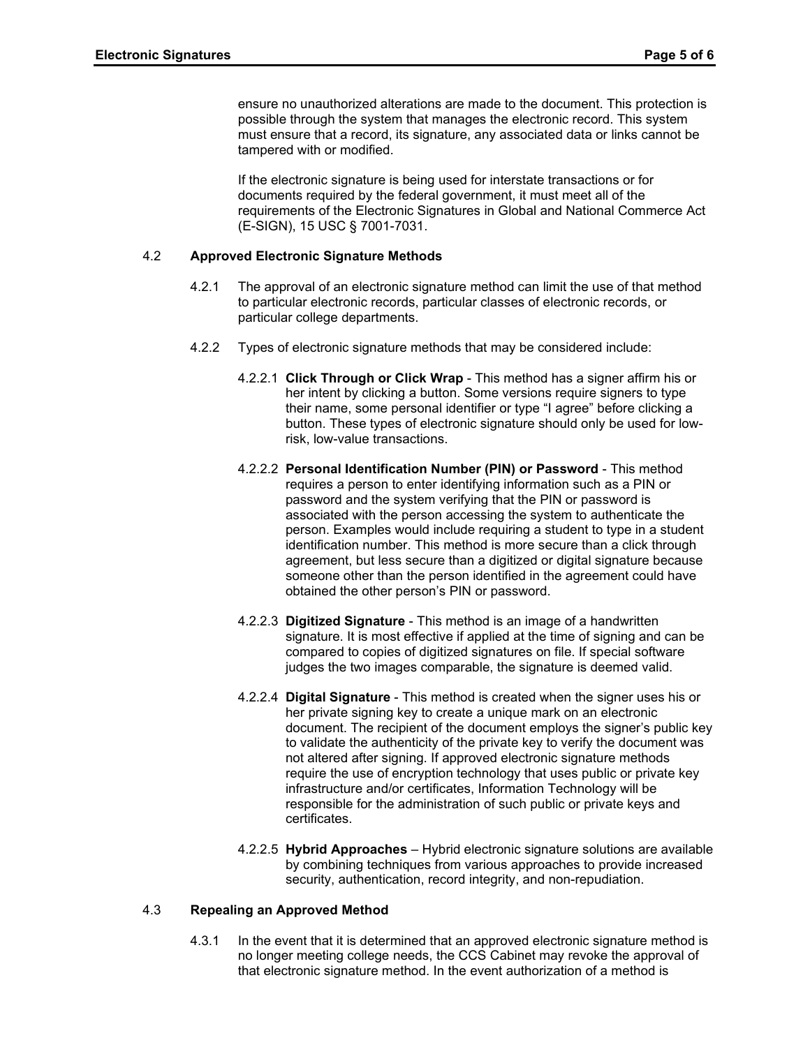ensure no unauthorized alterations are made to the document. This protection is possible through the system that manages the electronic record. This system must ensure that a record, its signature, any associated data or links cannot be tampered with or modified.

If the electronic signature is being used for interstate transactions or for documents required by the federal government, it must meet all of the requirements of the Electronic Signatures in Global and National Commerce Act (E-SIGN), 15 USC § 7001-7031.

### 4.2 Approved Electronic Signature Methods

4.2.1 The approval of an electronic signature method can limit the use of that method to particular electronic records, particular classes of electronic records, or particular college departments.

4.2.2 Types of electronic signature methods that may be considered include:

4.2.2.1 **Click Through or Click Wrap** - This method has a signer affirm his or her intent by clicking a button. Some versions require signers to type their name, some personal identifier or type "I agree" before clicking a button. These types of electronic signature should only be used for low-risk, low-value transactions.

4.2.2.2 **Personal Identification Number (PIN) or Password** - This method requires a person to enter identifying information such as a PIN or password and the system verifying that the PIN or password is associated with the person accessing the system to authenticate the person. Examples would include requiring a student to type in a student identification number. This method is more secure than a click through agreement, but less secure than a digitized or digital signature because someone other than the person identified in the agreement could have obtained the other person's PIN or password.

4.2.2.3 **Digitized Signature** - This method is an image of a handwritten signature. It is most effective if applied at the time of signing and can be compared to copies of digitized signatures on file. If special software judges the two images comparable, the signature is deemed valid.

4.2.2.4 **Digital Signature** - This method is created when the signer uses his or her private signing key to create a unique mark on an electronic document. The recipient of the document employs the signer's public key to validate the authenticity of the private key to verify the document was not altered after signing. If approved electronic signature methods require the use of encryption technology that uses public or private key infrastructure and/or certificates, Information Technology will be responsible for the administration of such public or private keys and certificates.

4.2.2.5 **Hybrid Approaches** – Hybrid electronic signature solutions are available by combining techniques from various approaches to provide increased security, authentication, record integrity, and non-repudiation.

### 4.3 Repealing an Approved Method

4.3.1 In the event that it is determined that an approved electronic signature method is no longer meeting college needs, the CCS Cabinet may revoke the approval of that electronic signature method. In the event authorization of a method is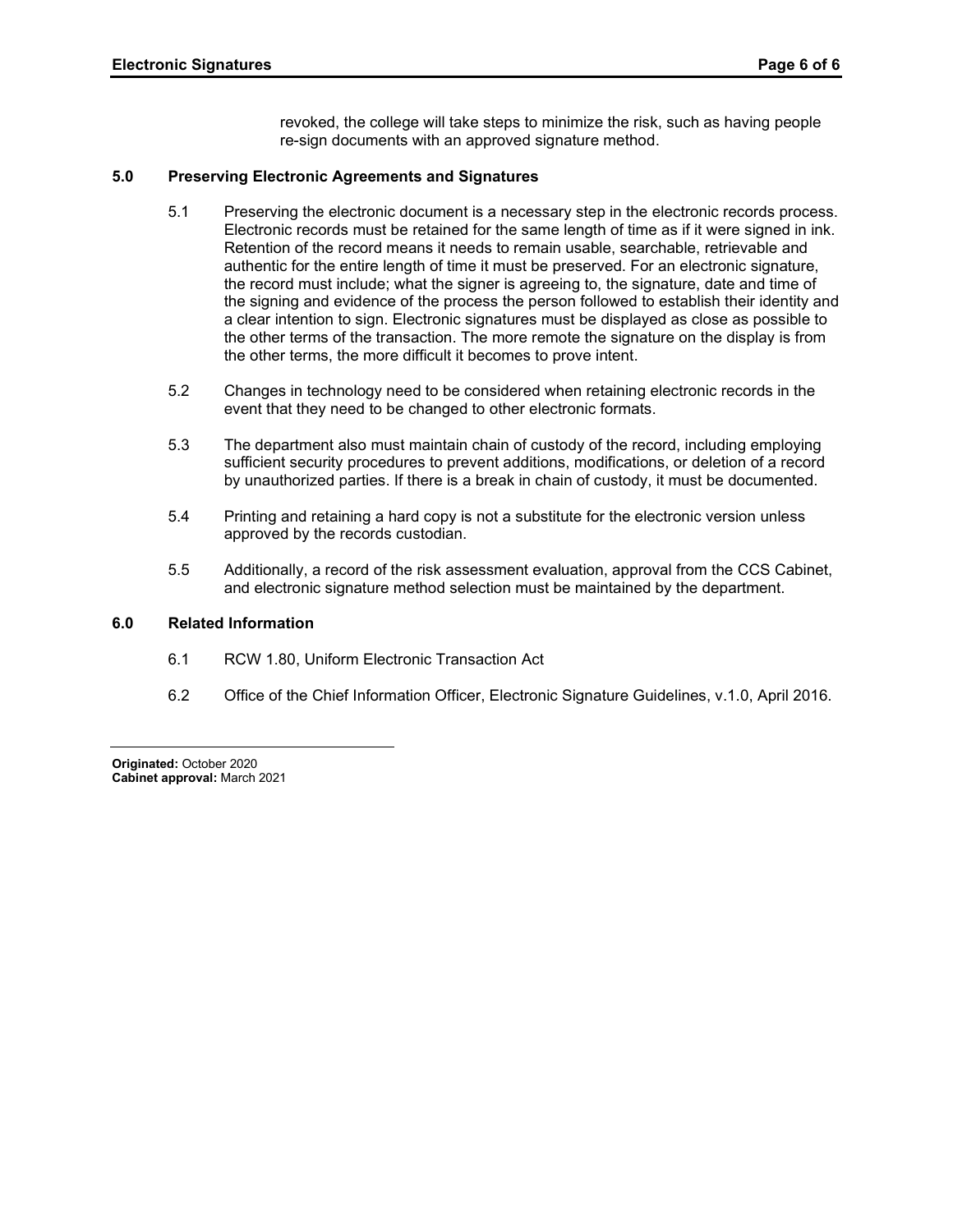revoked, the college will take steps to minimize the risk, such as having people re-sign documents with an approved signature method.

## 5.0 Preserving Electronic Agreements and Signatures

5.1 Preserving the electronic document is a necessary step in the electronic records process. Electronic records must be retained for the same length of time as if it were signed in ink. Retention of the record means it needs to remain usable, searchable, retrievable and authentic for the entire length of time it must be preserved. For an electronic signature, the record must include; what the signer is agreeing to, the signature, date and time of the signing and evidence of the process the person followed to establish their identity and a clear intention to sign. Electronic signatures must be displayed as close as possible to the other terms of the transaction. The more remote the signature on the display is from the other terms, the more difficult it becomes to prove intent.

5.2 Changes in technology need to be considered when retaining electronic records in the event that they need to be changed to other electronic formats.

5.3 The department also must maintain chain of custody of the record, including employing sufficient security procedures to prevent additions, modifications, or deletion of a record by unauthorized parties. If there is a break in chain of custody, it must be documented.

5.4 Printing and retaining a hard copy is not a substitute for the electronic version unless approved by the records custodian.

5.5 Additionally, a record of the risk assessment evaluation, approval from the CCS Cabinet, and electronic signature method selection must be maintained by the department.

## 6.0 Related Information

6.1 RCW 1.80, Uniform Electronic Transaction Act

6.2 Office of the Chief Information Officer, Electronic Signature Guidelines, v.1.0, April 2016.

---

**Originated:** October 2020
**Cabinet approval:** March 2021